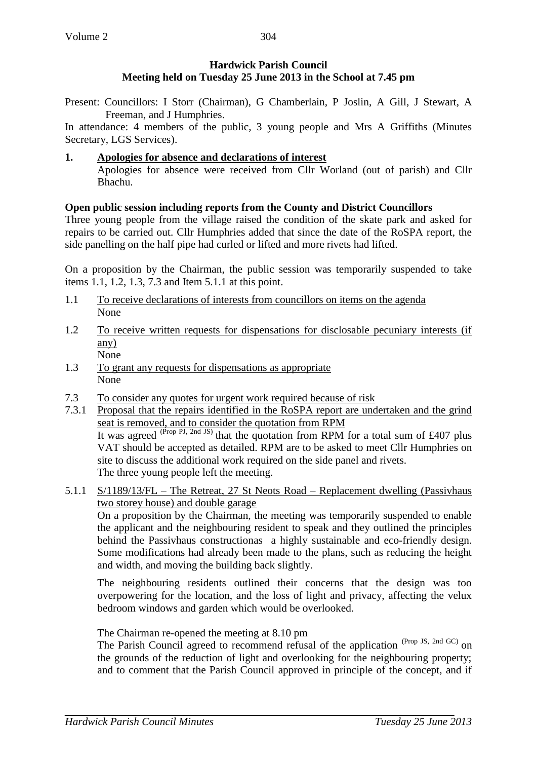**Hardwick Parish Council**
**Meeting held on Tuesday 25 June 2013 in the School at 7.45 pm**

Present: Councillors: I Storr (Chairman), G Chamberlain, P Joslin, A Gill, J Stewart, A Freeman, and J Humphries.

In attendance: 4 members of the public, 3 young people and Mrs A Griffiths (Minutes Secretary, LGS Services).

**1. Apologies for absence and declarations of interest**

Apologies for absence were received from Cllr Worland (out of parish) and Cllr Bhachu.

**Open public session including reports from the County and District Councillors**

Three young people from the village raised the condition of the skate park and asked for repairs to be carried out. Cllr Humphries added that since the date of the RoSPA report, the side panelling on the half pipe had curled or lifted and more rivets had lifted.

On a proposition by the Chairman, the public session was temporarily suspended to take items 1.1, 1.2, 1.3, 7.3 and Item 5.1.1 at this point.

1.1 To receive declarations of interests from councillors on items on the agenda
None

1.2 To receive written requests for dispensations for disclosable pecuniary interests (if any)
None

1.3 To grant any requests for dispensations as appropriate
None

7.3 To consider any quotes for urgent work required because of risk

7.3.1 Proposal that the repairs identified in the RoSPA report are undertaken and the grind seat is removed, and to consider the quotation from RPM
It was agreed (Prop PJ, 2nd JS) that the quotation from RPM for a total sum of £407 plus VAT should be accepted as detailed. RPM are to be asked to meet Cllr Humphries on site to discuss the additional work required on the side panel and rivets.
The three young people left the meeting.

5.1.1 S/1189/13/FL – The Retreat, 27 St Neots Road – Replacement dwelling (Passivhaus two storey house) and double garage
On a proposition by the Chairman, the meeting was temporarily suspended to enable the applicant and the neighbouring resident to speak and they outlined the principles behind the Passivhaus constructionas a highly sustainable and eco-friendly design. Some modifications had already been made to the plans, such as reducing the height and width, and moving the building back slightly.

The neighbouring residents outlined their concerns that the design was too overpowering for the location, and the loss of light and privacy, affecting the velux bedroom windows and garden which would be overlooked.

The Chairman re-opened the meeting at 8.10 pm
The Parish Council agreed to recommend refusal of the application (Prop JS, 2nd GC) on the grounds of the reduction of light and overlooking for the neighbouring property; and to comment that the Parish Council approved in principle of the concept, and if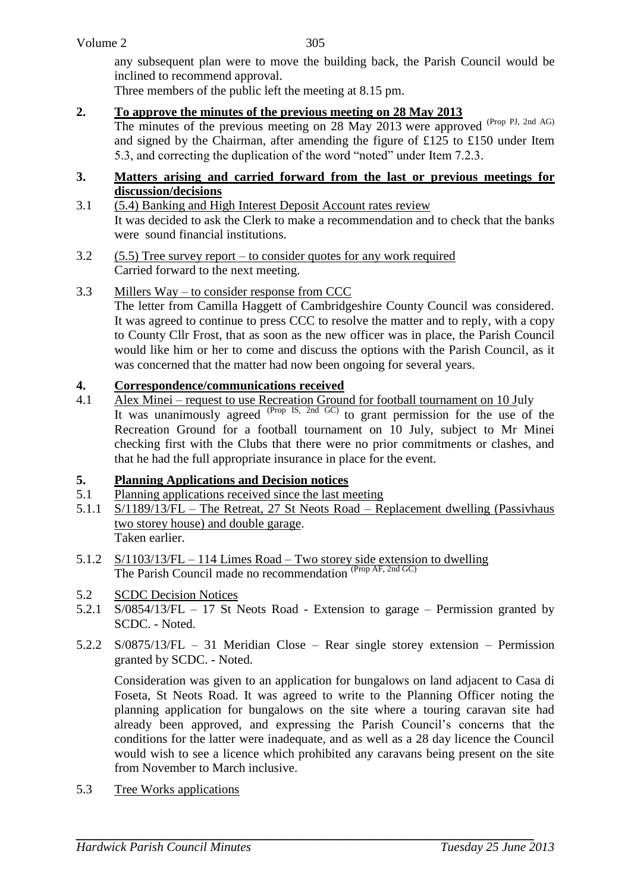any subsequent plan were to move the building back, the Parish Council would be inclined to recommend approval.

Three members of the public left the meeting at 8.15 pm.

**2. To approve the minutes of the previous meeting on 28 May 2013**

The minutes of the previous meeting on 28 May 2013 were approved (Prop PJ, 2nd AG) and signed by the Chairman, after amending the figure of £125 to £150 under Item 5.3, and correcting the duplication of the word "noted" under Item 7.2.3.

**3. Matters arising and carried forward from the last or previous meetings for discussion/decisions**

3.1 (5.4) Banking and High Interest Deposit Account rates review

It was decided to ask the Clerk to make a recommendation and to check that the banks were sound financial institutions.

3.2 (5.5) Tree survey report – to consider quotes for any work required

Carried forward to the next meeting.

3.3 Millers Way – to consider response from CCC

The letter from Camilla Haggett of Cambridgeshire County Council was considered. It was agreed to continue to press CCC to resolve the matter and to reply, with a copy to County Cllr Frost, that as soon as the new officer was in place, the Parish Council would like him or her to come and discuss the options with the Parish Council, as it was concerned that the matter had now been ongoing for several years.

**4. Correspondence/communications received**

4.1 Alex Minei – request to use Recreation Ground for football tournament on 10 July

It was unanimously agreed (Prop IS, 2nd GC) to grant permission for the use of the Recreation Ground for a football tournament on 10 July, subject to Mr Minei checking first with the Clubs that there were no prior commitments or clashes, and that he had the full appropriate insurance in place for the event.

**5. Planning Applications and Decision notices**

5.1 Planning applications received since the last meeting

5.1.1 S/1189/13/FL – The Retreat, 27 St Neots Road – Replacement dwelling (Passivhaus two storey house) and double garage.

Taken earlier.

5.1.2 S/1103/13/FL – 114 Limes Road – Two storey side extension to dwelling

The Parish Council made no recommendation (Prop AF, 2nd GC)

5.2 SCDC Decision Notices

5.2.1 S/0854/13/FL – 17 St Neots Road - Extension to garage – Permission granted by SCDC. - Noted.

5.2.2 S/0875/13/FL – 31 Meridian Close – Rear single storey extension – Permission granted by SCDC. - Noted.

Consideration was given to an application for bungalows on land adjacent to Casa di Foseta, St Neots Road. It was agreed to write to the Planning Officer noting the planning application for bungalows on the site where a touring caravan site had already been approved, and expressing the Parish Council's concerns that the conditions for the latter were inadequate, and as well as a 28 day licence the Council would wish to see a licence which prohibited any caravans being present on the site from November to March inclusive.

5.3 Tree Works applications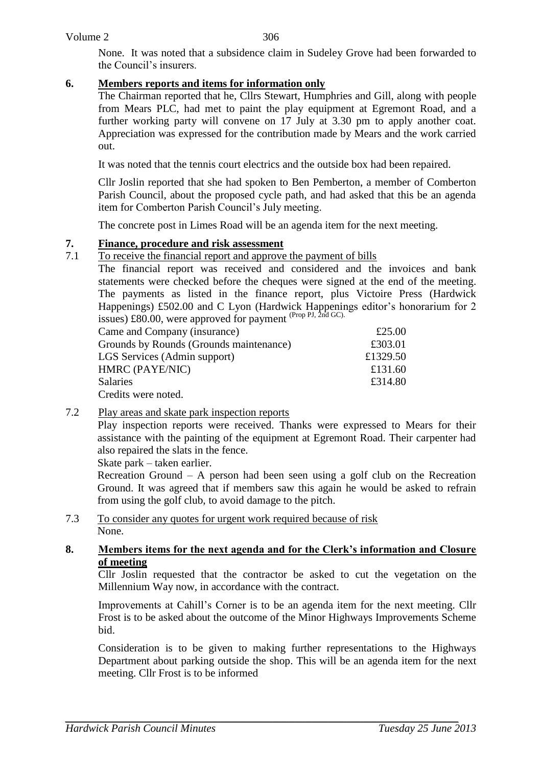None. It was noted that a subsidence claim in Sudeley Grove had been forwarded to the Council's insurers.

## 6. Members reports and items for information only

The Chairman reported that he, Cllrs Stewart, Humphries and Gill, along with people from Mears PLC, had met to paint the play equipment at Egremont Road, and a further working party will convene on 17 July at 3.30 pm to apply another coat. Appreciation was expressed for the contribution made by Mears and the work carried out.

It was noted that the tennis court electrics and the outside box had been repaired.

Cllr Joslin reported that she had spoken to Ben Pemberton, a member of Comberton Parish Council, about the proposed cycle path, and had asked that this be an agenda item for Comberton Parish Council's July meeting.

The concrete post in Limes Road will be an agenda item for the next meeting.

## 7. Finance, procedure and risk assessment

### 7.1 To receive the financial report and approve the payment of bills

The financial report was received and considered and the invoices and bank statements were checked before the cheques were signed at the end of the meeting. The payments as listed in the finance report, plus Victoire Press (Hardwick Happenings) £502.00 and C Lyon (Hardwick Happenings editor's honorarium for 2 issues) £80.00, were approved for payment (Prop PJ, 2nd GC).

| | |
|---|---|
| Came and Company (insurance) | £25.00 |
| Grounds by Rounds (Grounds maintenance) | £303.01 |
| LGS Services (Admin support) | £1329.50 |
| HMRC (PAYE/NIC) | £131.60 |
| Salaries | £314.80 |

Credits were noted.

### 7.2 Play areas and skate park inspection reports

Play inspection reports were received. Thanks were expressed to Mears for their assistance with the painting of the equipment at Egremont Road. Their carpenter had also repaired the slats in the fence.

Skate park – taken earlier.

Recreation Ground – A person had been seen using a golf club on the Recreation Ground. It was agreed that if members saw this again he would be asked to refrain from using the golf club, to avoid damage to the pitch.

### 7.3 To consider any quotes for urgent work required because of risk

None.

## 8. Members items for the next agenda and for the Clerk's information and Closure of meeting

Cllr Joslin requested that the contractor be asked to cut the vegetation on the Millennium Way now, in accordance with the contract.

Improvements at Cahill's Corner is to be an agenda item for the next meeting. Cllr Frost is to be asked about the outcome of the Minor Highways Improvements Scheme bid.

Consideration is to be given to making further representations to the Highways Department about parking outside the shop. This will be an agenda item for the next meeting. Cllr Frost is to be informed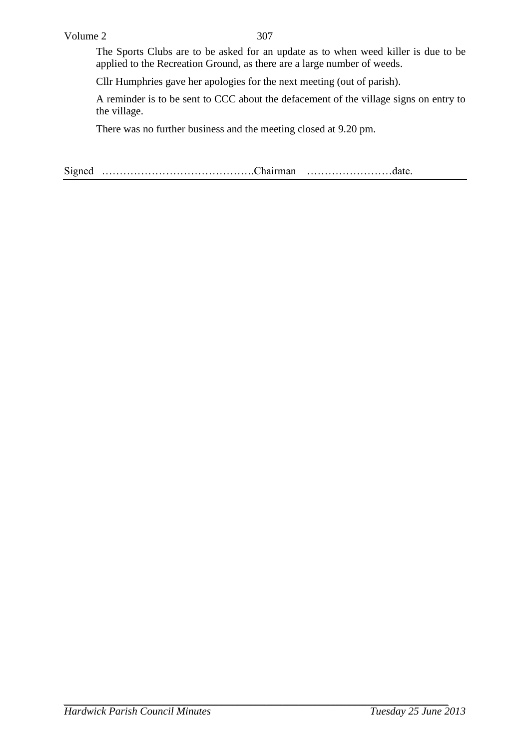The Sports Clubs are to be asked for an update as to when weed killer is due to be applied to the Recreation Ground, as there are a large number of weeds.

Cllr Humphries gave her apologies for the next meeting (out of parish).

A reminder is to be sent to CCC about the defacement of the village signs on entry to the village.

There was no further business and the meeting closed at 9.20 pm.

Signed ……………………………………Chairman ……………………date.